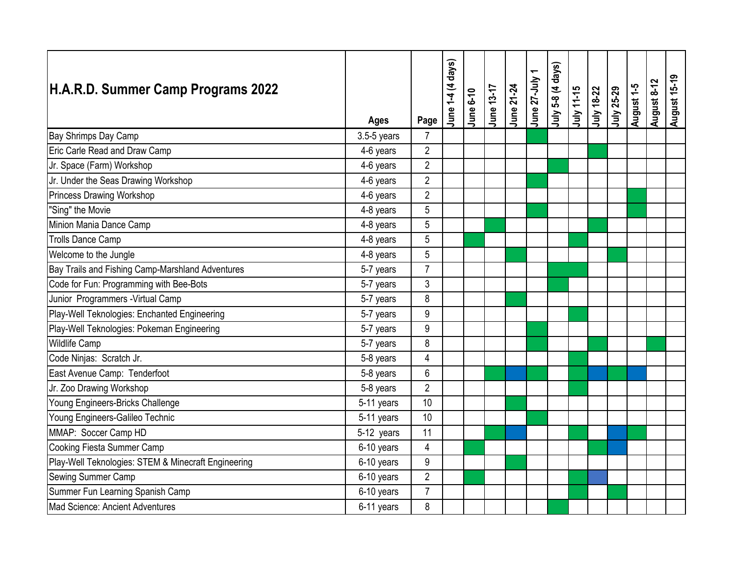# H.A.R.D. Summer Camp Programs 2022

Green cells are marked "X" and blue cells "X (blue)".

| H.A.R.D. Summer Camp Programs 2022 | Ages | Page | June 1-4 (4 days) | June 6-10 | June 13-17 | June 21-24 | June 27-July 1 | July 5-8 (4 days) | July 11-15 | July 18-22 | July 25-29 | August 1-5 | August 8-12 | August 15-19 |
|---|---|---|---|---|---|---|---|---|---|---|---|---|---|---|
| Bay Shrimps Day Camp | 3.5-5 years | 7 | | | | | X | | | | | | | |
| Eric Carle Read and Draw Camp | 4-6 years | 2 | | | | | | | | X | | | | |
| Jr. Space (Farm) Workshop | 4-6 years | 2 | | | | | | X | | | | | | |
| Jr. Under the Seas Drawing Workshop | 4-6 years | 2 | | | | | X | | | | | | | |
| Princess Drawing Workshop | 4-6 years | 2 | | | | | | | | | | X | | |
| "Sing" the Movie | 4-8 years | 5 | | | | | X | | | | | X | | |
| Minion Mania Dance Camp | 4-8 years | 5 | | | X | | | | | X | | | | |
| Trolls Dance Camp | 4-8 years | 5 | | X | | | | | X | | | | | |
| Welcome to the Jungle | 4-8 years | 5 | | | | X | | | | | X | | | |
| Bay Trails and Fishing Camp-Marshland Adventures | 5-7 years | 7 | | | | | | X | X | | | | | |
| Code for Fun: Programming with Bee-Bots | 5-7 years | 3 | | | | | | X | | | | | | |
| Junior Programmers -Virtual Camp | 5-7 years | 8 | | | | X | | | | | | | | |
| Play-Well Teknologies: Enchanted Engineering | 5-7 years | 9 | | | | | | | X | | | | | |
| Play-Well Teknologies: Pokeman Engineering | 5-7 years | 9 | | | | | X | | | | | | | |
| Wildlife Camp | 5-7 years | 8 | | | | | X | | | X | | | X | |
| Code Ninjas: Scratch Jr. | 5-8 years | 4 | | | | | | | X | | | | | |
| East Avenue Camp: Tenderfoot | 5-8 years | 6 | | | X | X (blue) | X | | X | X (blue) | X | X (blue) | | |
| Jr. Zoo Drawing Workshop | 5-8 years | 2 | | | | | | | X | | | | | |
| Young Engineers-Bricks Challenge | 5-11 years | 10 | | | | X | | | | | | | | |
| Young Engineers-Galileo Technic | 5-11 years | 10 | | | | | X | | | | | | | |
| MMAP: Soccer Camp HD | 5-12 years | 11 | | | X | X (blue) | | | X | | X (blue) | X | | |
| Cooking Fiesta Summer Camp | 6-10 years | 4 | | X | | | | | | X | X (blue) | | | |
| Play-Well Teknologies: STEM & Minecraft Engineering | 6-10 years | 9 | | | | X | | | | | | | | |
| Sewing Summer Camp | 6-10 years | 2 | | X | | | | | X | X (blue) | | | | |
| Summer Fun Learning Spanish Camp | 6-10 years | 7 | | | | | | | X | | X | | | |
| Mad Science: Ancient Adventures | 6-11 years | 8 | | | | | | X | | | | | | |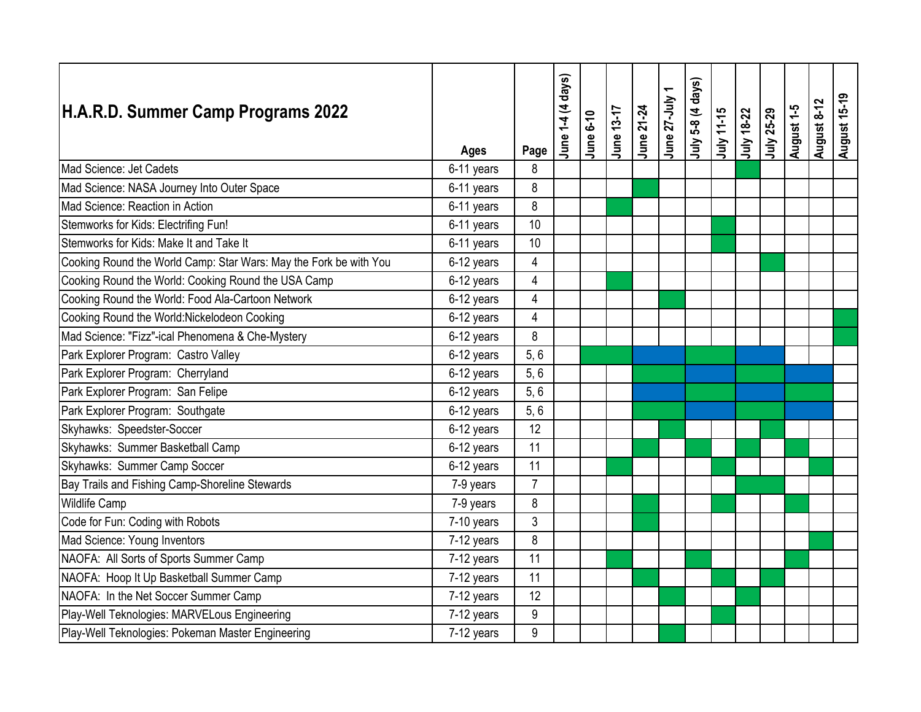# H.A.R.D. Summer Camp Programs 2022

| H.A.R.D. Summer Camp Programs 2022 | Ages | Page | June 1-4 (4 days) | June 6-10 | June 13-17 | June 21-24 | June 27-July 1 | July 5-8 (4 days) | July 11-15 | July 18-22 | July 25-29 | August 1-5 | August 8-12 | August 15-19 |
|---|---|---|---|---|---|---|---|---|---|---|---|---|---|---|
| Mad Science: Jet Cadets | 6-11 years | 8 | | | | | | | | X | | | | |
| Mad Science: NASA Journey Into Outer Space | 6-11 years | 8 | | | | X | | | | | | | | |
| Mad Science: Reaction in Action | 6-11 years | 8 | | | X | | | | | | | | | |
| Stemworks for Kids: Electrifing Fun! | 6-11 years | 10 | | | | | | | X | | | | | |
| Stemworks for Kids: Make It and Take It | 6-11 years | 10 | | | | | | | X | | | | | |
| Cooking Round the World Camp: Star Wars: May the Fork be with You | 6-12 years | 4 | | | | | | | | | X | | | |
| Cooking Round the World: Cooking Round the USA Camp | 6-12 years | 4 | | | X | | | | | | | | | |
| Cooking Round the World: Food Ala-Cartoon Network | 6-12 years | 4 | | | | | X | | | | | | | |
| Cooking Round the World:Nickelodeon Cooking | 6-12 years | 4 | | | | | | | | | | | | X |
| Mad Science: "Fizz"-ical Phenomena & Che-Mystery | 6-12 years | 8 | | | | | | | | | | | | X |
| Park Explorer Program: Castro Valley | 6-12 years | 5, 6 | | X (green) | X (green) | X (blue) | X (blue) | X (green) | X (green) | X (blue) | X (blue) | | | |
| Park Explorer Program: Cherryland | 6-12 years | 5, 6 | | | | X (green) | X (green) | X (blue) | X (blue) | X (green) | X (green) | X (blue) | X (blue) | |
| Park Explorer Program: San Felipe | 6-12 years | 5, 6 | | | | X (blue) | X (blue) | X (green) | X (green) | X (blue) | X (blue) | X (green) | X (green) | |
| Park Explorer Program: Southgate | 6-12 years | 5, 6 | | | | X (green) | X (green) | X (blue) | X (blue) | X (green) | X (green) | X (blue) | X (blue) | |
| Skyhawks: Speedster-Soccer | 6-12 years | 12 | | | | | X | | | | X | | | |
| Skyhawks: Summer Basketball Camp | 6-12 years | 11 | | | | X | | X | | X | | X | | |
| Skyhawks: Summer Camp Soccer | 6-12 years | 11 | | | X | | | | X | | | | X | |
| Bay Trails and Fishing Camp-Shoreline Stewards | 7-9 years | 7 | | | | | | | | X | X | | | |
| Wildlife Camp | 7-9 years | 8 | | | | X | | | X | | | X | | |
| Code for Fun: Coding with Robots | 7-10 years | 3 | | | | X | | | | | | | | |
| Mad Science: Young Inventors | 7-12 years | 8 | | | | | | | | | | | X | |
| NAOFA: All Sorts of Sports Summer Camp | 7-12 years | 11 | | | X | | | X | | | | X | | |
| NAOFA: Hoop It Up Basketball Summer Camp | 7-12 years | 11 | | | | X | | | X | | X | | | |
| NAOFA: In the Net Soccer Summer Camp | 7-12 years | 12 | | | | | X | | | X | | | | |
| Play-Well Teknologies: MARVELous Engineering | 7-12 years | 9 | | | | | | | X | | | | | |
| Play-Well Teknologies: Pokeman Master Engineering | 7-12 years | 9 | | | | | X | | | | | | | |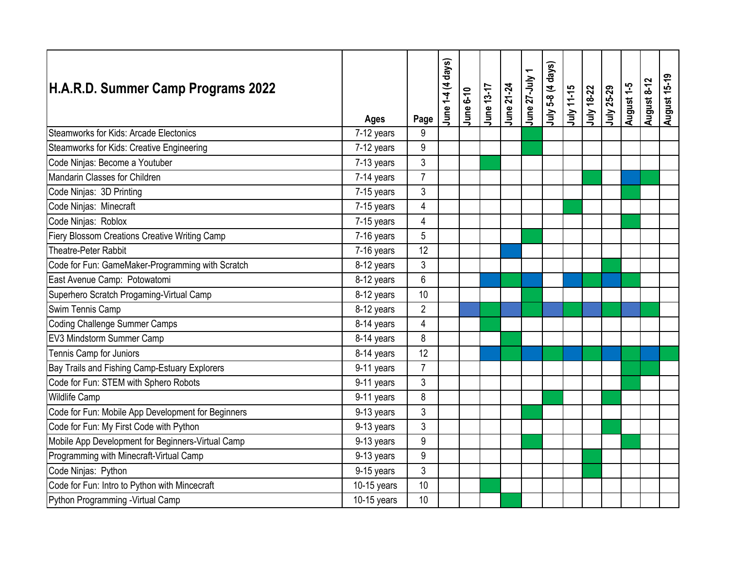| H.A.R.D. Summer Camp Programs 2022 | Ages | Page | June 1-4 (4 days) | June 6-10 | June 13-17 | June 21-24 | June 27-July 1 | July 5-8 (4 days) | July 11-15 | July 18-22 | July 25-29 | August 1-5 | August 8-12 | August 15-19 |
|---|---|---|---|---|---|---|---|---|---|---|---|---|---|---|
| Steamworks for Kids: Arcade Electonics | 7-12 years | 9 | | | | | Green | | | | | | | |
| Steamworks for Kids: Creative Engineering | 7-12 years | 9 | | | | | Green | | | | | | | |
| Code Ninjas: Become a Youtuber | 7-13 years | 3 | | | Green | | | | | | | | | |
| Mandarin Classes for Children | 7-14 years | 7 | | | | | | | | Green | | Blue | Green | |
| Code Ninjas: 3D Printing | 7-15 years | 3 | | | | | | | | | | Green | | |
| Code Ninjas: Minecraft | 7-15 years | 4 | | | | | | | Green | | | | | |
| Code Ninjas: Roblox | 7-15 years | 4 | | | | | | | | | | Green | | |
| Fiery Blossom Creations Creative Writing Camp | 7-16 years | 5 | | | | | Green | | | | | | | |
| Theatre-Peter Rabbit | 7-16 years | 12 | | | | Blue | | | | | | | | |
| Code for Fun: GameMaker-Programming with Scratch | 8-12 years | 3 | | | | | | | | | Green | | | |
| East Avenue Camp: Potowatomi | 8-12 years | 6 | | | Blue | Green | Blue | | Blue | Green | Blue | Green | | |
| Superhero Scratch Progaming-Virtual Camp | 8-12 years | 10 | | | | | Green | | | | | | | |
| Swim Tennis Camp | 8-12 years | 2 | | Blue | Green | Blue | Green | Blue | Green | Blue | Green | Blue | Green | |
| Coding Challenge Summer Camps | 8-14 years | 4 | | | Green | | | | | | | | | |
| EV3 Mindstorm Summer Camp | 8-14 years | 8 | | | | Green | | | | | | | | |
| Tennis Camp for Juniors | 8-14 years | 12 | | | Blue | Green | Blue | Green | Blue | Green | Blue | Green | Blue | Green |
| Bay Trails and Fishing Camp-Estuary Explorers | 9-11 years | 7 | | | | | | | | | | Green | Green | |
| Code for Fun: STEM with Sphero Robots | 9-11 years | 3 | | | | | | | | | | Green | | |
| Wildlife Camp | 9-11 years | 8 | | | | | | Green | | | Green | | | |
| Code for Fun: Mobile App Development for Beginners | 9-13 years | 3 | | | | | Green | | | | | | | |
| Code for Fun: My First Code with Python | 9-13 years | 3 | | | | | | | | | Green | | | |
| Mobile App Development for Beginners-Virtual Camp | 9-13 years | 9 | | | | | Green | | | | | Green | | |
| Programming with Minecraft-Virtual Camp | 9-13 years | 9 | | | | | | | | Green | | | | |
| Code Ninjas: Python | 9-15 years | 3 | | | | | | | | Green | | | | |
| Code for Fun: Intro to Python with Mincecraft | 10-15 years | 10 | | | Green | | | | | | | | | |
| Python Programming -Virtual Camp | 10-15 years | 10 | | | | Green | | | | | | | | |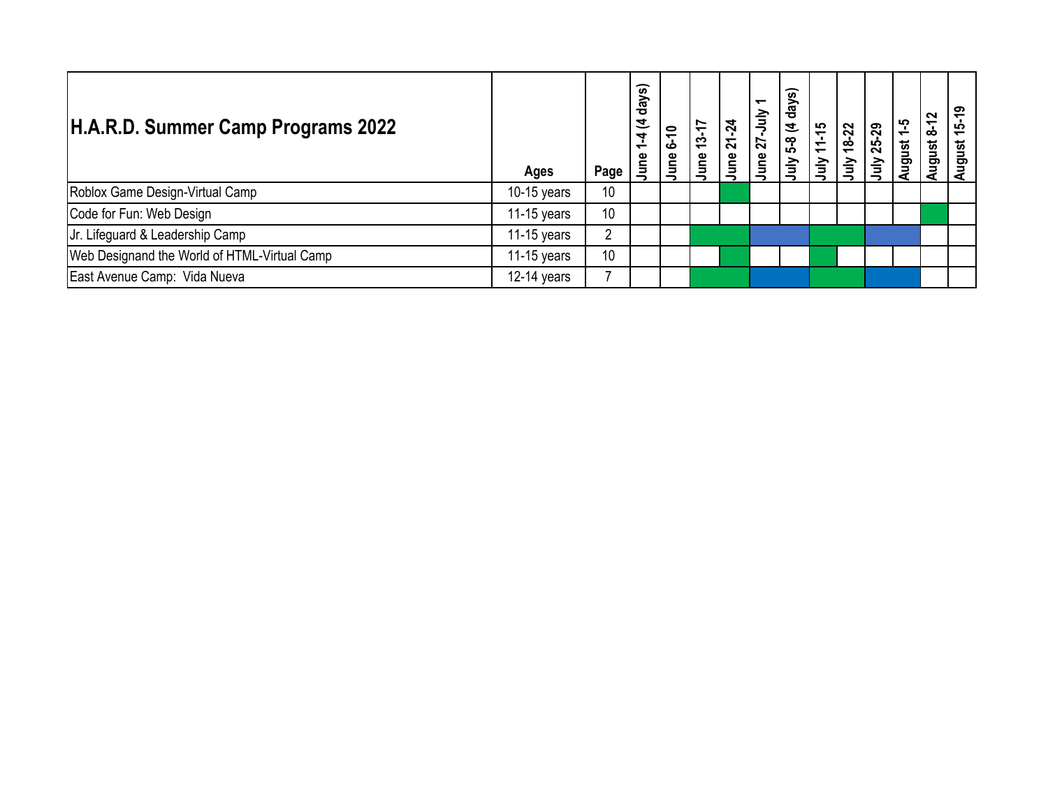| H.A.R.D. Summer Camp Programs 2022 | Ages | Page | June 1-4 (4 days) | June 6-10 | June 13-17 | June 21-24 | June 27-July 1 | July 5-8 (4 days) | July 11-15 | July 18-22 | July 25-29 | August 1-5 | August 8-12 | August 15-19 |
|---|---|---|---|---|---|---|---|---|---|---|---|---|---|---|
| Roblox Game Design-Virtual Camp | 10-15 years | 10 | | | | | | | | | | | | |
| Code for Fun: Web Design | 11-15 years | 10 | | | | | | | | | | | | |
| Jr. Lifeguard & Leadership Camp | 11-15 years | 2 | | | | | | | | | | | | |
| Web Designand the World of HTML-Virtual Camp | 11-15 years | 10 | | | | | | | | | | | | |
| East Avenue Camp: Vida Nueva | 12-14 years | 7 | | | | | | | | | | | | |